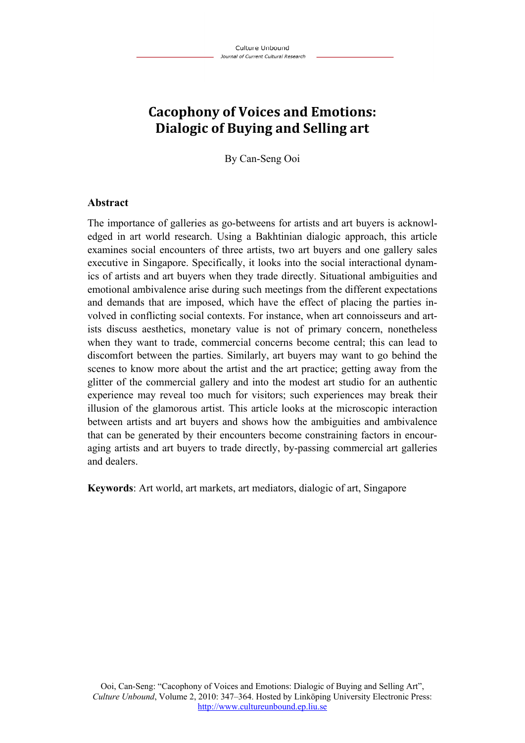# Cacophony of Voices and Emotions: Dialogic of Buying and Selling art

By Can-Seng Ooi

## Abstract

The importance of galleries as go-betweens for artists and art buyers is acknowledged in art world research. Using a Bakhtinian dialogic approach, this article examines social encounters of three artists, two art buyers and one gallery sales executive in Singapore. Specifically, it looks into the social interactional dynamics of artists and art buyers when they trade directly. Situational ambiguities and emotional ambivalence arise during such meetings from the different expectations and demands that are imposed, which have the effect of placing the parties involved in conflicting social contexts. For instance, when art connoisseurs and artists discuss aesthetics, monetary value is not of primary concern, nonetheless when they want to trade, commercial concerns become central; this can lead to discomfort between the parties. Similarly, art buyers may want to go behind the scenes to know more about the artist and the art practice; getting away from the glitter of the commercial gallery and into the modest art studio for an authentic experience may reveal too much for visitors; such experiences may break their illusion of the glamorous artist. This article looks at the microscopic interaction between artists and art buyers and shows how the ambiguities and ambivalence that can be generated by their encounters become constraining factors in encouraging artists and art buyers to trade directly, by-passing commercial art galleries and dealers.

**Keywords**: Art world, art markets, art mediators, dialogic of art, Singapore

Ooi, Can-Seng: "Cacophony of Voices and Emotions: Dialogic of Buying and Selling Art", *Culture Unbound*, Volume 2, 2010: 347–364. Hosted by Linköping University Electronic Press: http://www.cultureunbound.ep.liu.se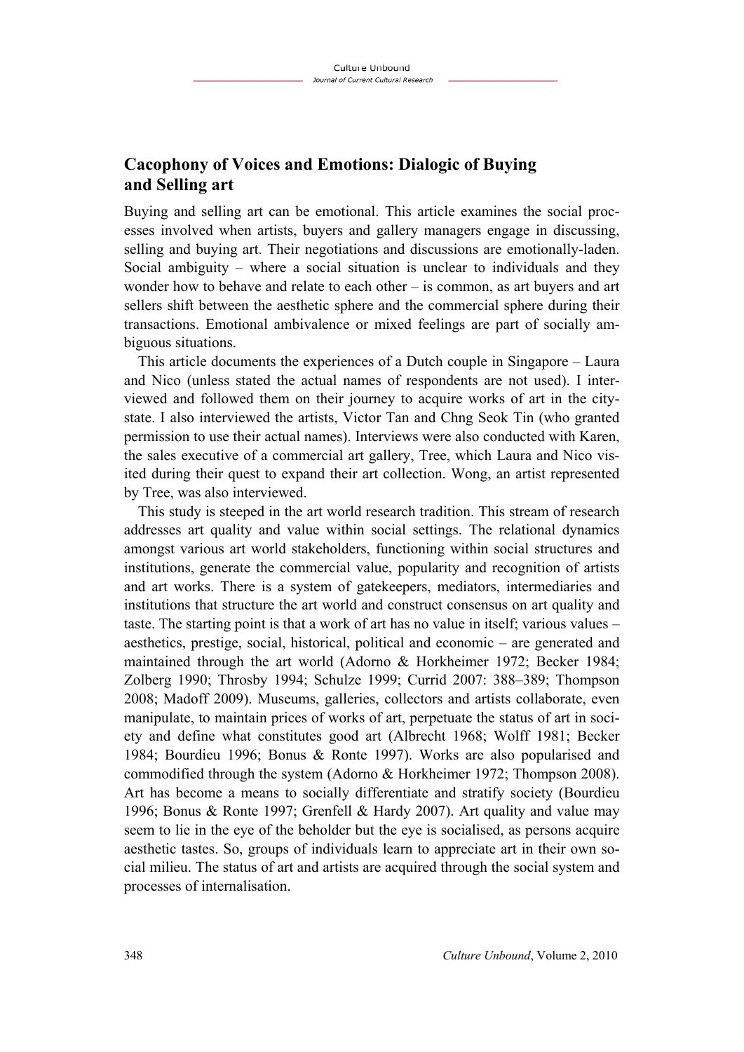## Cacophony of Voices and Emotions: Dialogic of Buying and Selling art

Buying and selling art can be emotional. This article examines the social processes involved when artists, buyers and gallery managers engage in discussing, selling and buying art. Their negotiations and discussions are emotionally-laden. Social ambiguity – where a social situation is unclear to individuals and they wonder how to behave and relate to each other – is common, as art buyers and art sellers shift between the aesthetic sphere and the commercial sphere during their transactions. Emotional ambivalence or mixed feelings are part of socially ambiguous situations.

This article documents the experiences of a Dutch couple in Singapore – Laura and Nico (unless stated the actual names of respondents are not used). I interviewed and followed them on their journey to acquire works of art in the city-state. I also interviewed the artists, Victor Tan and Chng Seok Tin (who granted permission to use their actual names). Interviews were also conducted with Karen, the sales executive of a commercial art gallery, Tree, which Laura and Nico visited during their quest to expand their art collection. Wong, an artist represented by Tree, was also interviewed.

This study is steeped in the art world research tradition. This stream of research addresses art quality and value within social settings. The relational dynamics amongst various art world stakeholders, functioning within social structures and institutions, generate the commercial value, popularity and recognition of artists and art works. There is a system of gatekeepers, mediators, intermediaries and institutions that structure the art world and construct consensus on art quality and taste. The starting point is that a work of art has no value in itself; various values – aesthetics, prestige, social, historical, political and economic – are generated and maintained through the art world (Adorno & Horkheimer 1972; Becker 1984; Zolberg 1990; Throsby 1994; Schulze 1999; Currid 2007: 388–389; Thompson 2008; Madoff 2009). Museums, galleries, collectors and artists collaborate, even manipulate, to maintain prices of works of art, perpetuate the status of art in society and define what constitutes good art (Albrecht 1968; Wolff 1981; Becker 1984; Bourdieu 1996; Bonus & Ronte 1997). Works are also popularised and commodified through the system (Adorno & Horkheimer 1972; Thompson 2008). Art has become a means to socially differentiate and stratify society (Bourdieu 1996; Bonus & Ronte 1997; Grenfell & Hardy 2007). Art quality and value may seem to lie in the eye of the beholder but the eye is socialised, as persons acquire aesthetic tastes. So, groups of individuals learn to appreciate art in their own social milieu. The status of art and artists are acquired through the social system and processes of internalisation.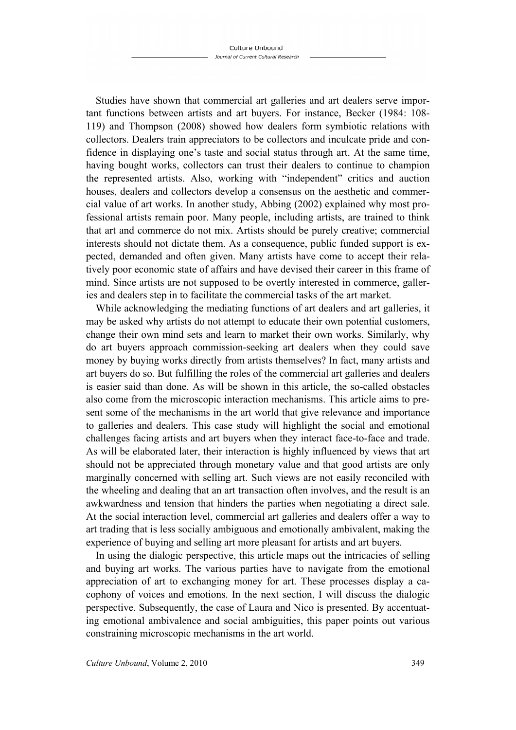Studies have shown that commercial art galleries and art dealers serve important functions between artists and art buyers. For instance, Becker (1984: 108-119) and Thompson (2008) showed how dealers form symbiotic relations with collectors. Dealers train appreciators to be collectors and inculcate pride and confidence in displaying one's taste and social status through art. At the same time, having bought works, collectors can trust their dealers to continue to champion the represented artists. Also, working with "independent" critics and auction houses, dealers and collectors develop a consensus on the aesthetic and commercial value of art works. In another study, Abbing (2002) explained why most professional artists remain poor. Many people, including artists, are trained to think that art and commerce do not mix. Artists should be purely creative; commercial interests should not dictate them. As a consequence, public funded support is expected, demanded and often given. Many artists have come to accept their relatively poor economic state of affairs and have devised their career in this frame of mind. Since artists are not supposed to be overtly interested in commerce, galleries and dealers step in to facilitate the commercial tasks of the art market.

While acknowledging the mediating functions of art dealers and art galleries, it may be asked why artists do not attempt to educate their own potential customers, change their own mind sets and learn to market their own works. Similarly, why do art buyers approach commission-seeking art dealers when they could save money by buying works directly from artists themselves? In fact, many artists and art buyers do so. But fulfilling the roles of the commercial art galleries and dealers is easier said than done. As will be shown in this article, the so-called obstacles also come from the microscopic interaction mechanisms. This article aims to present some of the mechanisms in the art world that give relevance and importance to galleries and dealers. This case study will highlight the social and emotional challenges facing artists and art buyers when they interact face-to-face and trade. As will be elaborated later, their interaction is highly influenced by views that art should not be appreciated through monetary value and that good artists are only marginally concerned with selling art. Such views are not easily reconciled with the wheeling and dealing that an art transaction often involves, and the result is an awkwardness and tension that hinders the parties when negotiating a direct sale. At the social interaction level, commercial art galleries and dealers offer a way to art trading that is less socially ambiguous and emotionally ambivalent, making the experience of buying and selling art more pleasant for artists and art buyers.

In using the dialogic perspective, this article maps out the intricacies of selling and buying art works. The various parties have to navigate from the emotional appreciation of art to exchanging money for art. These processes display a cacophony of voices and emotions. In the next section, I will discuss the dialogic perspective. Subsequently, the case of Laura and Nico is presented. By accentuating emotional ambivalence and social ambiguities, this paper points out various constraining microscopic mechanisms in the art world.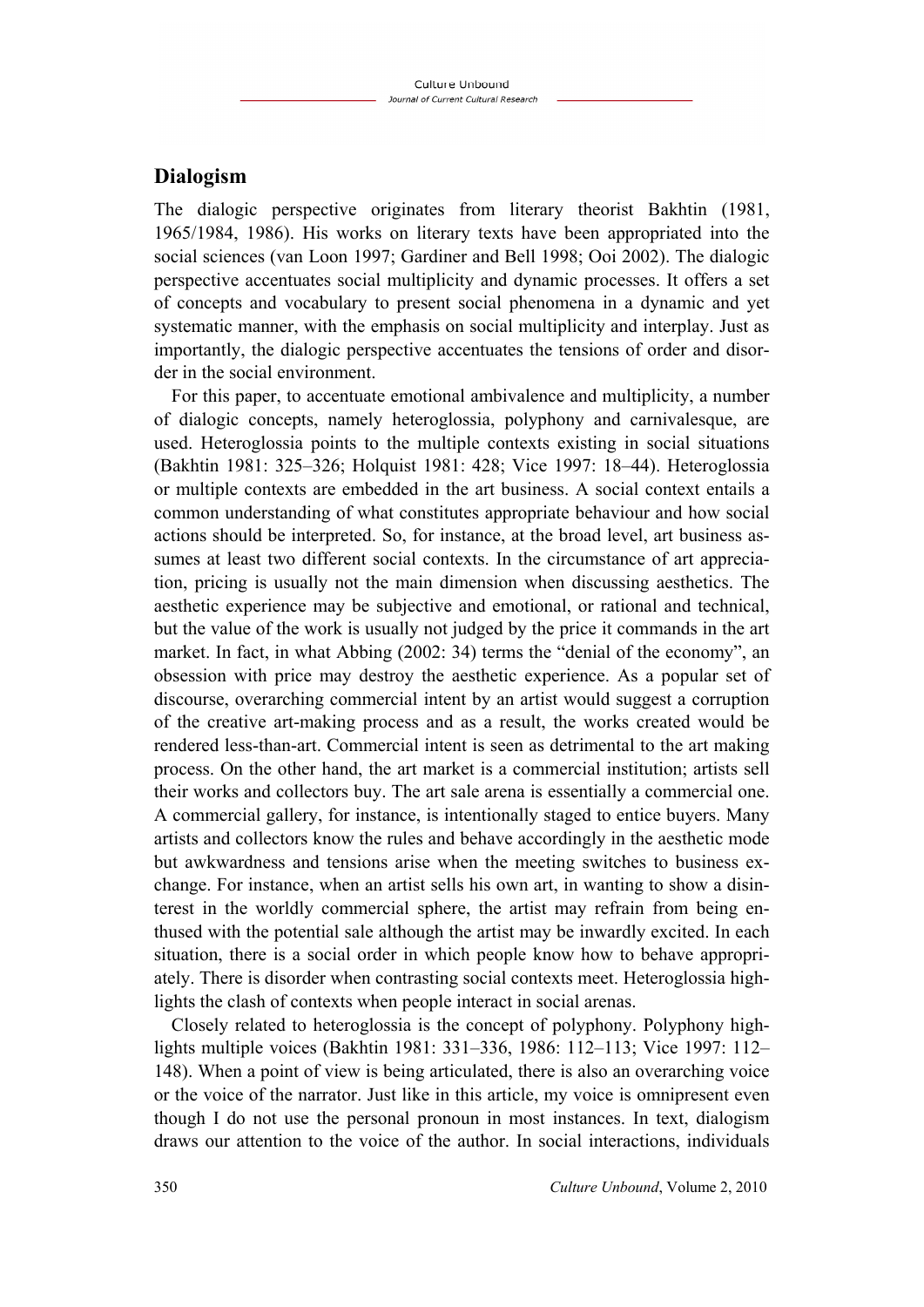## Dialogism

The dialogic perspective originates from literary theorist Bakhtin (1981, 1965/1984, 1986). His works on literary texts have been appropriated into the social sciences (van Loon 1997; Gardiner and Bell 1998; Ooi 2002). The dialogic perspective accentuates social multiplicity and dynamic processes. It offers a set of concepts and vocabulary to present social phenomena in a dynamic and yet systematic manner, with the emphasis on social multiplicity and interplay. Just as importantly, the dialogic perspective accentuates the tensions of order and disorder in the social environment.

For this paper, to accentuate emotional ambivalence and multiplicity, a number of dialogic concepts, namely heteroglossia, polyphony and carnivalesque, are used. Heteroglossia points to the multiple contexts existing in social situations (Bakhtin 1981: 325–326; Holquist 1981: 428; Vice 1997: 18–44). Heteroglossia or multiple contexts are embedded in the art business. A social context entails a common understanding of what constitutes appropriate behaviour and how social actions should be interpreted. So, for instance, at the broad level, art business assumes at least two different social contexts. In the circumstance of art appreciation, pricing is usually not the main dimension when discussing aesthetics. The aesthetic experience may be subjective and emotional, or rational and technical, but the value of the work is usually not judged by the price it commands in the art market. In fact, in what Abbing (2002: 34) terms the "denial of the economy", an obsession with price may destroy the aesthetic experience. As a popular set of discourse, overarching commercial intent by an artist would suggest a corruption of the creative art-making process and as a result, the works created would be rendered less-than-art. Commercial intent is seen as detrimental to the art making process. On the other hand, the art market is a commercial institution; artists sell their works and collectors buy. The art sale arena is essentially a commercial one. A commercial gallery, for instance, is intentionally staged to entice buyers. Many artists and collectors know the rules and behave accordingly in the aesthetic mode but awkwardness and tensions arise when the meeting switches to business exchange. For instance, when an artist sells his own art, in wanting to show a disinterest in the worldly commercial sphere, the artist may refrain from being enthused with the potential sale although the artist may be inwardly excited. In each situation, there is a social order in which people know how to behave appropriately. There is disorder when contrasting social contexts meet. Heteroglossia highlights the clash of contexts when people interact in social arenas.

Closely related to heteroglossia is the concept of polyphony. Polyphony highlights multiple voices (Bakhtin 1981: 331–336, 1986: 112–113; Vice 1997: 112–148). When a point of view is being articulated, there is also an overarching voice or the voice of the narrator. Just like in this article, my voice is omnipresent even though I do not use the personal pronoun in most instances. In text, dialogism draws our attention to the voice of the author. In social interactions, individuals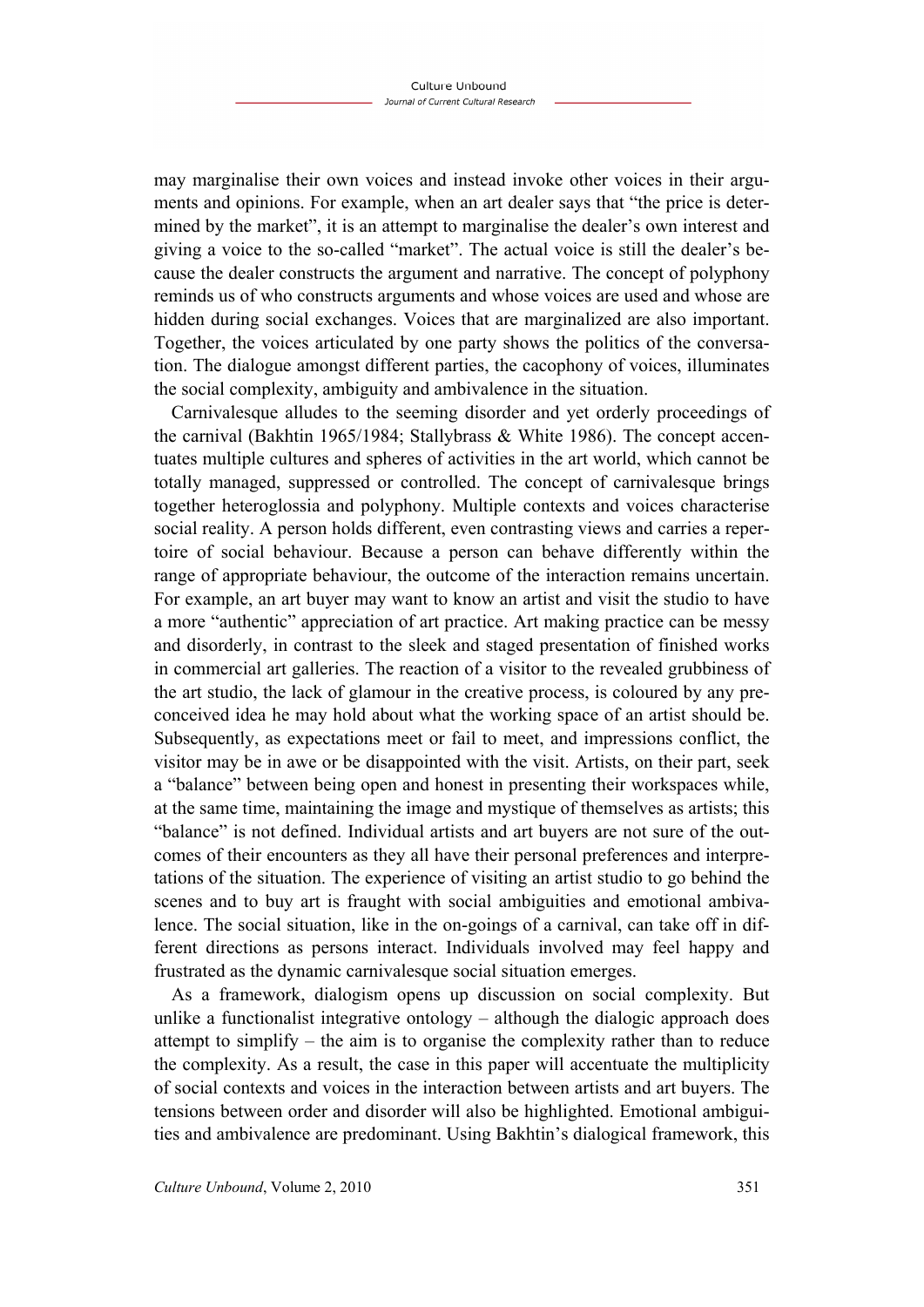may marginalise their own voices and instead invoke other voices in their arguments and opinions. For example, when an art dealer says that "the price is determined by the market", it is an attempt to marginalise the dealer's own interest and giving a voice to the so-called "market". The actual voice is still the dealer's because the dealer constructs the argument and narrative. The concept of polyphony reminds us of who constructs arguments and whose voices are used and whose are hidden during social exchanges. Voices that are marginalized are also important. Together, the voices articulated by one party shows the politics of the conversation. The dialogue amongst different parties, the cacophony of voices, illuminates the social complexity, ambiguity and ambivalence in the situation.

Carnivalesque alludes to the seeming disorder and yet orderly proceedings of the carnival (Bakhtin 1965/1984; Stallybrass & White 1986). The concept accentuates multiple cultures and spheres of activities in the art world, which cannot be totally managed, suppressed or controlled. The concept of carnivalesque brings together heteroglossia and polyphony. Multiple contexts and voices characterise social reality. A person holds different, even contrasting views and carries a repertoire of social behaviour. Because a person can behave differently within the range of appropriate behaviour, the outcome of the interaction remains uncertain. For example, an art buyer may want to know an artist and visit the studio to have a more "authentic" appreciation of art practice. Art making practice can be messy and disorderly, in contrast to the sleek and staged presentation of finished works in commercial art galleries. The reaction of a visitor to the revealed grubbiness of the art studio, the lack of glamour in the creative process, is coloured by any preconceived idea he may hold about what the working space of an artist should be. Subsequently, as expectations meet or fail to meet, and impressions conflict, the visitor may be in awe or be disappointed with the visit. Artists, on their part, seek a "balance" between being open and honest in presenting their workspaces while, at the same time, maintaining the image and mystique of themselves as artists; this "balance" is not defined. Individual artists and art buyers are not sure of the outcomes of their encounters as they all have their personal preferences and interpretations of the situation. The experience of visiting an artist studio to go behind the scenes and to buy art is fraught with social ambiguities and emotional ambivalence. The social situation, like in the on-goings of a carnival, can take off in different directions as persons interact. Individuals involved may feel happy and frustrated as the dynamic carnivalesque social situation emerges.

As a framework, dialogism opens up discussion on social complexity. But unlike a functionalist integrative ontology – although the dialogic approach does attempt to simplify – the aim is to organise the complexity rather than to reduce the complexity. As a result, the case in this paper will accentuate the multiplicity of social contexts and voices in the interaction between artists and art buyers. The tensions between order and disorder will also be highlighted. Emotional ambiguities and ambivalence are predominant. Using Bakhtin's dialogical framework, this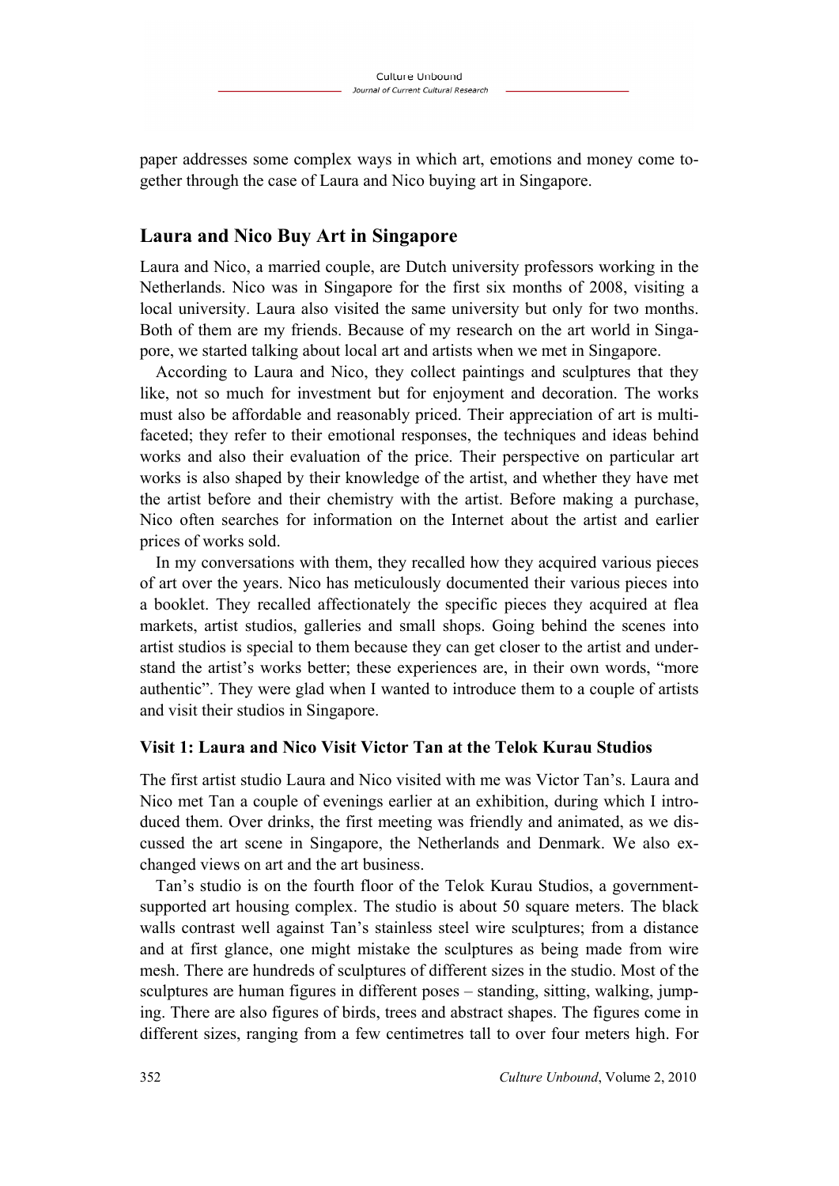paper addresses some complex ways in which art, emotions and money come together through the case of Laura and Nico buying art in Singapore.

## Laura and Nico Buy Art in Singapore

Laura and Nico, a married couple, are Dutch university professors working in the Netherlands. Nico was in Singapore for the first six months of 2008, visiting a local university. Laura also visited the same university but only for two months. Both of them are my friends. Because of my research on the art world in Singapore, we started talking about local art and artists when we met in Singapore.

According to Laura and Nico, they collect paintings and sculptures that they like, not so much for investment but for enjoyment and decoration. The works must also be affordable and reasonably priced. Their appreciation of art is multifaceted; they refer to their emotional responses, the techniques and ideas behind works and also their evaluation of the price. Their perspective on particular art works is also shaped by their knowledge of the artist, and whether they have met the artist before and their chemistry with the artist. Before making a purchase, Nico often searches for information on the Internet about the artist and earlier prices of works sold.

In my conversations with them, they recalled how they acquired various pieces of art over the years. Nico has meticulously documented their various pieces into a booklet. They recalled affectionately the specific pieces they acquired at flea markets, artist studios, galleries and small shops. Going behind the scenes into artist studios is special to them because they can get closer to the artist and understand the artist's works better; these experiences are, in their own words, "more authentic". They were glad when I wanted to introduce them to a couple of artists and visit their studios in Singapore.

### Visit 1: Laura and Nico Visit Victor Tan at the Telok Kurau Studios

The first artist studio Laura and Nico visited with me was Victor Tan's. Laura and Nico met Tan a couple of evenings earlier at an exhibition, during which I introduced them. Over drinks, the first meeting was friendly and animated, as we discussed the art scene in Singapore, the Netherlands and Denmark. We also exchanged views on art and the art business.

Tan's studio is on the fourth floor of the Telok Kurau Studios, a government-supported art housing complex. The studio is about 50 square meters. The black walls contrast well against Tan's stainless steel wire sculptures; from a distance and at first glance, one might mistake the sculptures as being made from wire mesh. There are hundreds of sculptures of different sizes in the studio. Most of the sculptures are human figures in different poses – standing, sitting, walking, jumping. There are also figures of birds, trees and abstract shapes. The figures come in different sizes, ranging from a few centimetres tall to over four meters high. For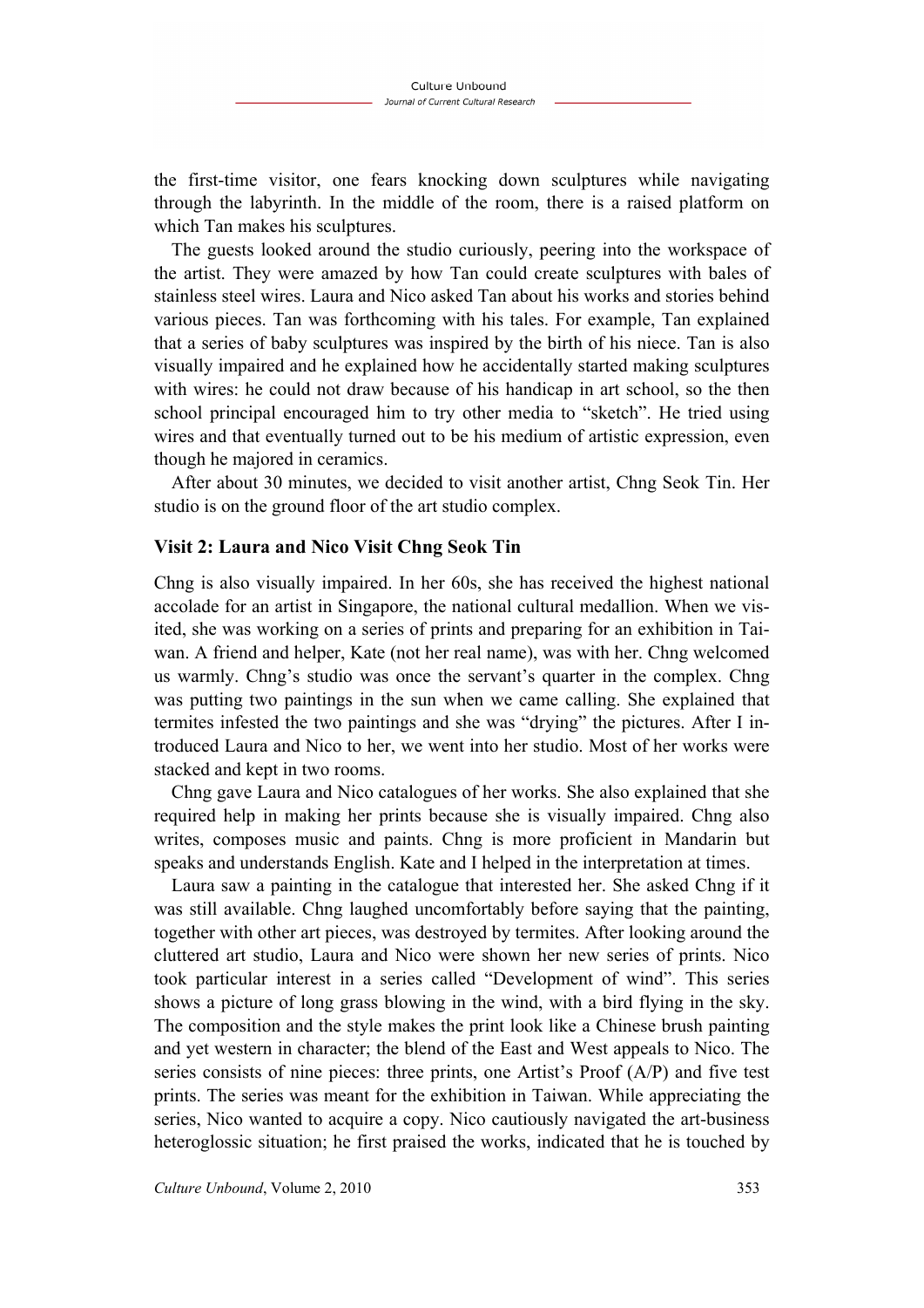the first-time visitor, one fears knocking down sculptures while navigating through the labyrinth. In the middle of the room, there is a raised platform on which Tan makes his sculptures.

The guests looked around the studio curiously, peering into the workspace of the artist. They were amazed by how Tan could create sculptures with bales of stainless steel wires. Laura and Nico asked Tan about his works and stories behind various pieces. Tan was forthcoming with his tales. For example, Tan explained that a series of baby sculptures was inspired by the birth of his niece. Tan is also visually impaired and he explained how he accidentally started making sculptures with wires: he could not draw because of his handicap in art school, so the then school principal encouraged him to try other media to "sketch". He tried using wires and that eventually turned out to be his medium of artistic expression, even though he majored in ceramics.

After about 30 minutes, we decided to visit another artist, Chng Seok Tin. Her studio is on the ground floor of the art studio complex.

### Visit 2: Laura and Nico Visit Chng Seok Tin

Chng is also visually impaired. In her 60s, she has received the highest national accolade for an artist in Singapore, the national cultural medallion. When we visited, she was working on a series of prints and preparing for an exhibition in Taiwan. A friend and helper, Kate (not her real name), was with her. Chng welcomed us warmly. Chng's studio was once the servant's quarter in the complex. Chng was putting two paintings in the sun when we came calling. She explained that termites infested the two paintings and she was "drying" the pictures. After I introduced Laura and Nico to her, we went into her studio. Most of her works were stacked and kept in two rooms.

Chng gave Laura and Nico catalogues of her works. She also explained that she required help in making her prints because she is visually impaired. Chng also writes, composes music and paints. Chng is more proficient in Mandarin but speaks and understands English. Kate and I helped in the interpretation at times.

Laura saw a painting in the catalogue that interested her. She asked Chng if it was still available. Chng laughed uncomfortably before saying that the painting, together with other art pieces, was destroyed by termites. After looking around the cluttered art studio, Laura and Nico were shown her new series of prints. Nico took particular interest in a series called "Development of wind". This series shows a picture of long grass blowing in the wind, with a bird flying in the sky. The composition and the style makes the print look like a Chinese brush painting and yet western in character; the blend of the East and West appeals to Nico. The series consists of nine pieces: three prints, one Artist's Proof (A/P) and five test prints. The series was meant for the exhibition in Taiwan. While appreciating the series, Nico wanted to acquire a copy. Nico cautiously navigated the art-business heteroglossic situation; he first praised the works, indicated that he is touched by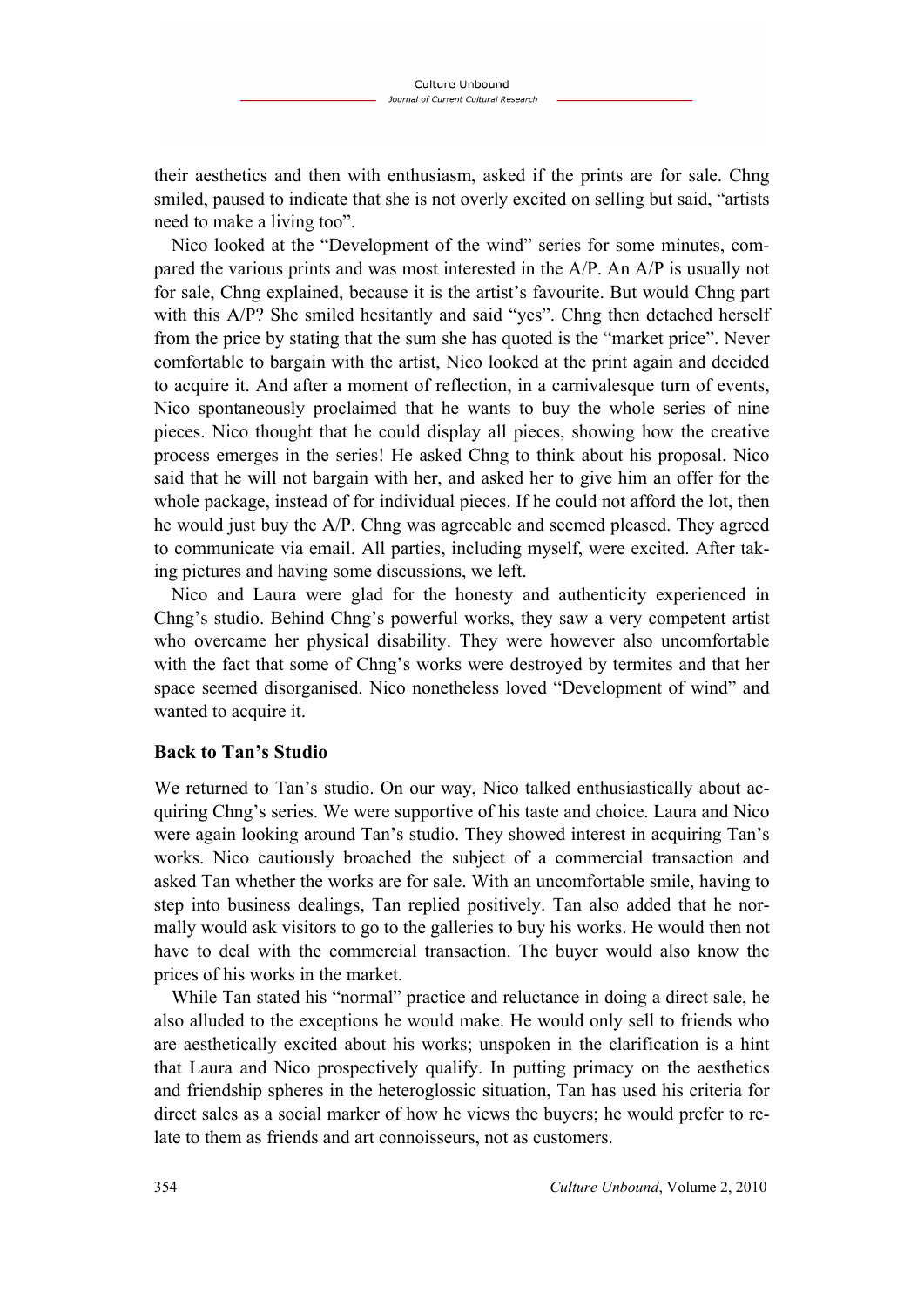their aesthetics and then with enthusiasm, asked if the prints are for sale. Chng smiled, paused to indicate that she is not overly excited on selling but said, “artists need to make a living too”.

Nico looked at the “Development of the wind” series for some minutes, compared the various prints and was most interested in the A/P. An A/P is usually not for sale, Chng explained, because it is the artist’s favourite. But would Chng part with this A/P? She smiled hesitantly and said “yes”. Chng then detached herself from the price by stating that the sum she has quoted is the “market price”. Never comfortable to bargain with the artist, Nico looked at the print again and decided to acquire it. And after a moment of reflection, in a carnivalesque turn of events, Nico spontaneously proclaimed that he wants to buy the whole series of nine pieces. Nico thought that he could display all pieces, showing how the creative process emerges in the series! He asked Chng to think about his proposal. Nico said that he will not bargain with her, and asked her to give him an offer for the whole package, instead of for individual pieces. If he could not afford the lot, then he would just buy the A/P. Chng was agreeable and seemed pleased. They agreed to communicate via email. All parties, including myself, were excited. After taking pictures and having some discussions, we left.

Nico and Laura were glad for the honesty and authenticity experienced in Chng’s studio. Behind Chng’s powerful works, they saw a very competent artist who overcame her physical disability. They were however also uncomfortable with the fact that some of Chng’s works were destroyed by termites and that her space seemed disorganised. Nico nonetheless loved “Development of wind” and wanted to acquire it.

### Back to Tan’s Studio

We returned to Tan’s studio. On our way, Nico talked enthusiastically about acquiring Chng’s series. We were supportive of his taste and choice. Laura and Nico were again looking around Tan’s studio. They showed interest in acquiring Tan’s works. Nico cautiously broached the subject of a commercial transaction and asked Tan whether the works are for sale. With an uncomfortable smile, having to step into business dealings, Tan replied positively. Tan also added that he normally would ask visitors to go to the galleries to buy his works. He would then not have to deal with the commercial transaction. The buyer would also know the prices of his works in the market.

While Tan stated his “normal” practice and reluctance in doing a direct sale, he also alluded to the exceptions he would make. He would only sell to friends who are aesthetically excited about his works; unspoken in the clarification is a hint that Laura and Nico prospectively qualify. In putting primacy on the aesthetics and friendship spheres in the heteroglossic situation, Tan has used his criteria for direct sales as a social marker of how he views the buyers; he would prefer to relate to them as friends and art connoisseurs, not as customers.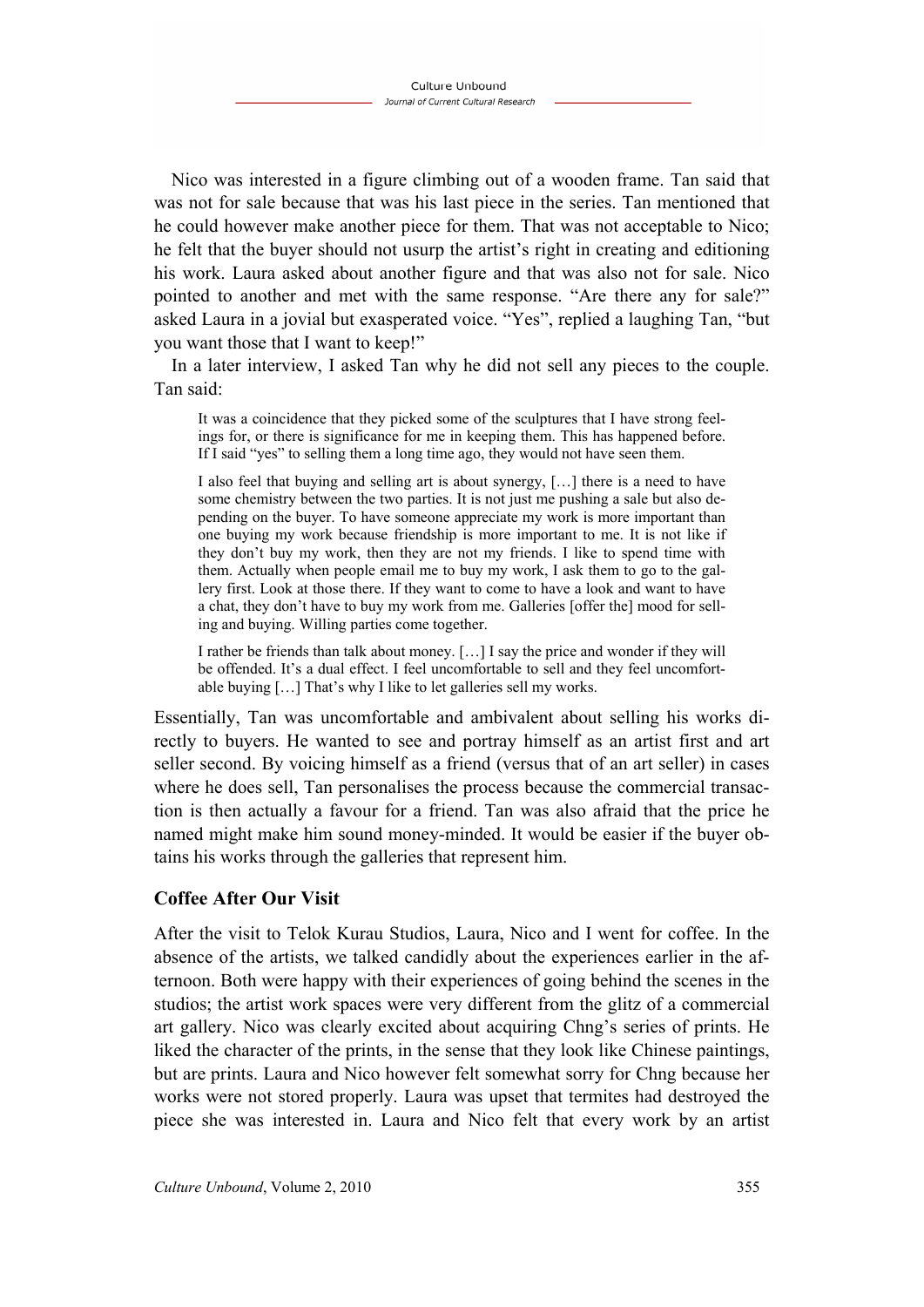Nico was interested in a figure climbing out of a wooden frame. Tan said that was not for sale because that was his last piece in the series. Tan mentioned that he could however make another piece for them. That was not acceptable to Nico; he felt that the buyer should not usurp the artist's right in creating and editioning his work. Laura asked about another figure and that was also not for sale. Nico pointed to another and met with the same response. "Are there any for sale?" asked Laura in a jovial but exasperated voice. "Yes", replied a laughing Tan, "but you want those that I want to keep!"

In a later interview, I asked Tan why he did not sell any pieces to the couple. Tan said:

> It was a coincidence that they picked some of the sculptures that I have strong feelings for, or there is significance for me in keeping them. This has happened before. If I said "yes" to selling them a long time ago, they would not have seen them.
>
> I also feel that buying and selling art is about synergy, […] there is a need to have some chemistry between the two parties. It is not just me pushing a sale but also depending on the buyer. To have someone appreciate my work is more important than one buying my work because friendship is more important to me. It is not like if they don't buy my work, then they are not my friends. I like to spend time with them. Actually when people email me to buy my work, I ask them to go to the gallery first. Look at those there. If they want to come to have a look and want to have a chat, they don't have to buy my work from me. Galleries [offer the] mood for selling and buying. Willing parties come together.
>
> I rather be friends than talk about money. […] I say the price and wonder if they will be offended. It's a dual effect. I feel uncomfortable to sell and they feel uncomfortable buying […] That's why I like to let galleries sell my works.

Essentially, Tan was uncomfortable and ambivalent about selling his works directly to buyers. He wanted to see and portray himself as an artist first and art seller second. By voicing himself as a friend (versus that of an art seller) in cases where he does sell, Tan personalises the process because the commercial transaction is then actually a favour for a friend. Tan was also afraid that the price he named might make him sound money-minded. It would be easier if the buyer obtains his works through the galleries that represent him.

### Coffee After Our Visit

After the visit to Telok Kurau Studios, Laura, Nico and I went for coffee. In the absence of the artists, we talked candidly about the experiences earlier in the afternoon. Both were happy with their experiences of going behind the scenes in the studios; the artist work spaces were very different from the glitz of a commercial art gallery. Nico was clearly excited about acquiring Chng's series of prints. He liked the character of the prints, in the sense that they look like Chinese paintings, but are prints. Laura and Nico however felt somewhat sorry for Chng because her works were not stored properly. Laura was upset that termites had destroyed the piece she was interested in. Laura and Nico felt that every work by an artist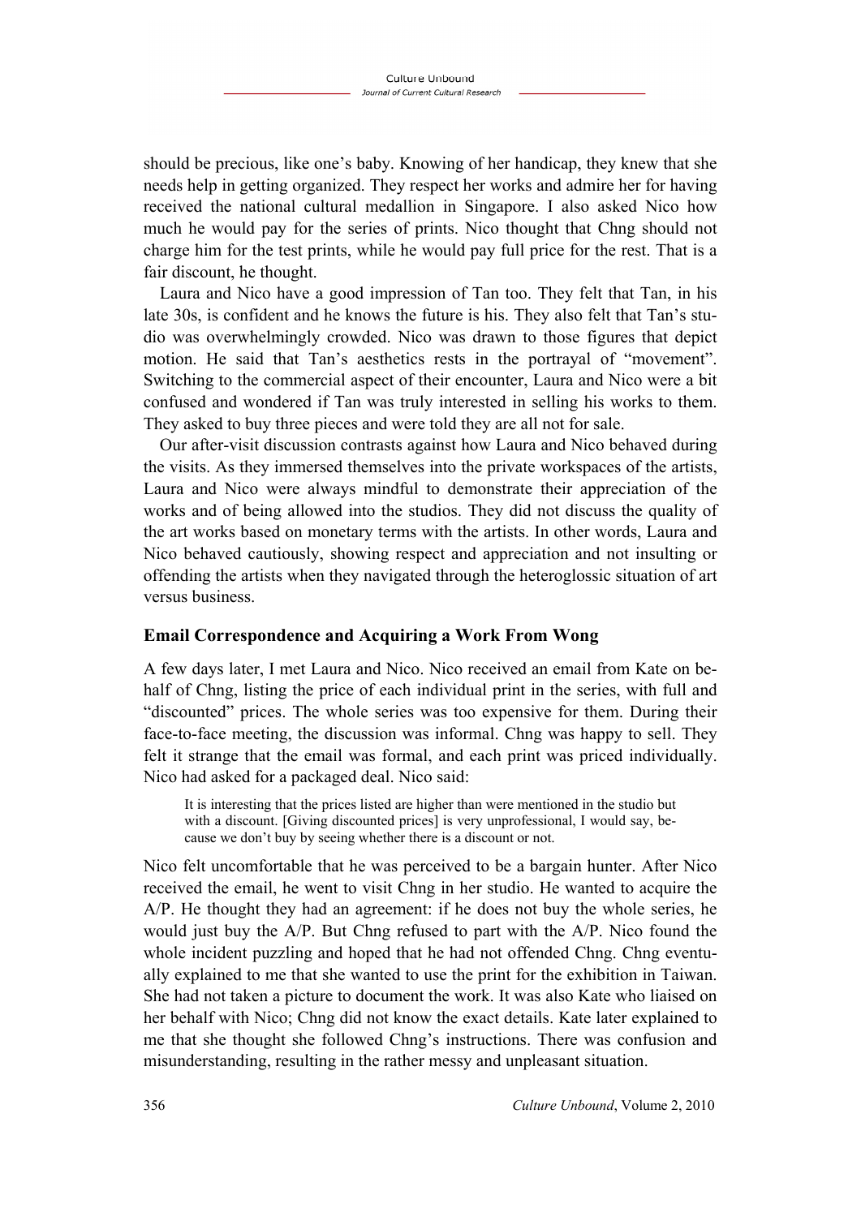should be precious, like one's baby. Knowing of her handicap, they knew that she needs help in getting organized. They respect her works and admire her for having received the national cultural medallion in Singapore. I also asked Nico how much he would pay for the series of prints. Nico thought that Chng should not charge him for the test prints, while he would pay full price for the rest. That is a fair discount, he thought.

Laura and Nico have a good impression of Tan too. They felt that Tan, in his late 30s, is confident and he knows the future is his. They also felt that Tan's studio was overwhelmingly crowded. Nico was drawn to those figures that depict motion. He said that Tan's aesthetics rests in the portrayal of "movement". Switching to the commercial aspect of their encounter, Laura and Nico were a bit confused and wondered if Tan was truly interested in selling his works to them. They asked to buy three pieces and were told they are all not for sale.

Our after-visit discussion contrasts against how Laura and Nico behaved during the visits. As they immersed themselves into the private workspaces of the artists, Laura and Nico were always mindful to demonstrate their appreciation of the works and of being allowed into the studios. They did not discuss the quality of the art works based on monetary terms with the artists. In other words, Laura and Nico behaved cautiously, showing respect and appreciation and not insulting or offending the artists when they navigated through the heteroglossic situation of art versus business.

### Email Correspondence and Acquiring a Work From Wong

A few days later, I met Laura and Nico. Nico received an email from Kate on behalf of Chng, listing the price of each individual print in the series, with full and "discounted" prices. The whole series was too expensive for them. During their face-to-face meeting, the discussion was informal. Chng was happy to sell. They felt it strange that the email was formal, and each print was priced individually. Nico had asked for a packaged deal. Nico said:

> It is interesting that the prices listed are higher than were mentioned in the studio but with a discount. [Giving discounted prices] is very unprofessional, I would say, because we don't buy by seeing whether there is a discount or not.

Nico felt uncomfortable that he was perceived to be a bargain hunter. After Nico received the email, he went to visit Chng in her studio. He wanted to acquire the A/P. He thought they had an agreement: if he does not buy the whole series, he would just buy the A/P. But Chng refused to part with the A/P. Nico found the whole incident puzzling and hoped that he had not offended Chng. Chng eventually explained to me that she wanted to use the print for the exhibition in Taiwan. She had not taken a picture to document the work. It was also Kate who liaised on her behalf with Nico; Chng did not know the exact details. Kate later explained to me that she thought she followed Chng's instructions. There was confusion and misunderstanding, resulting in the rather messy and unpleasant situation.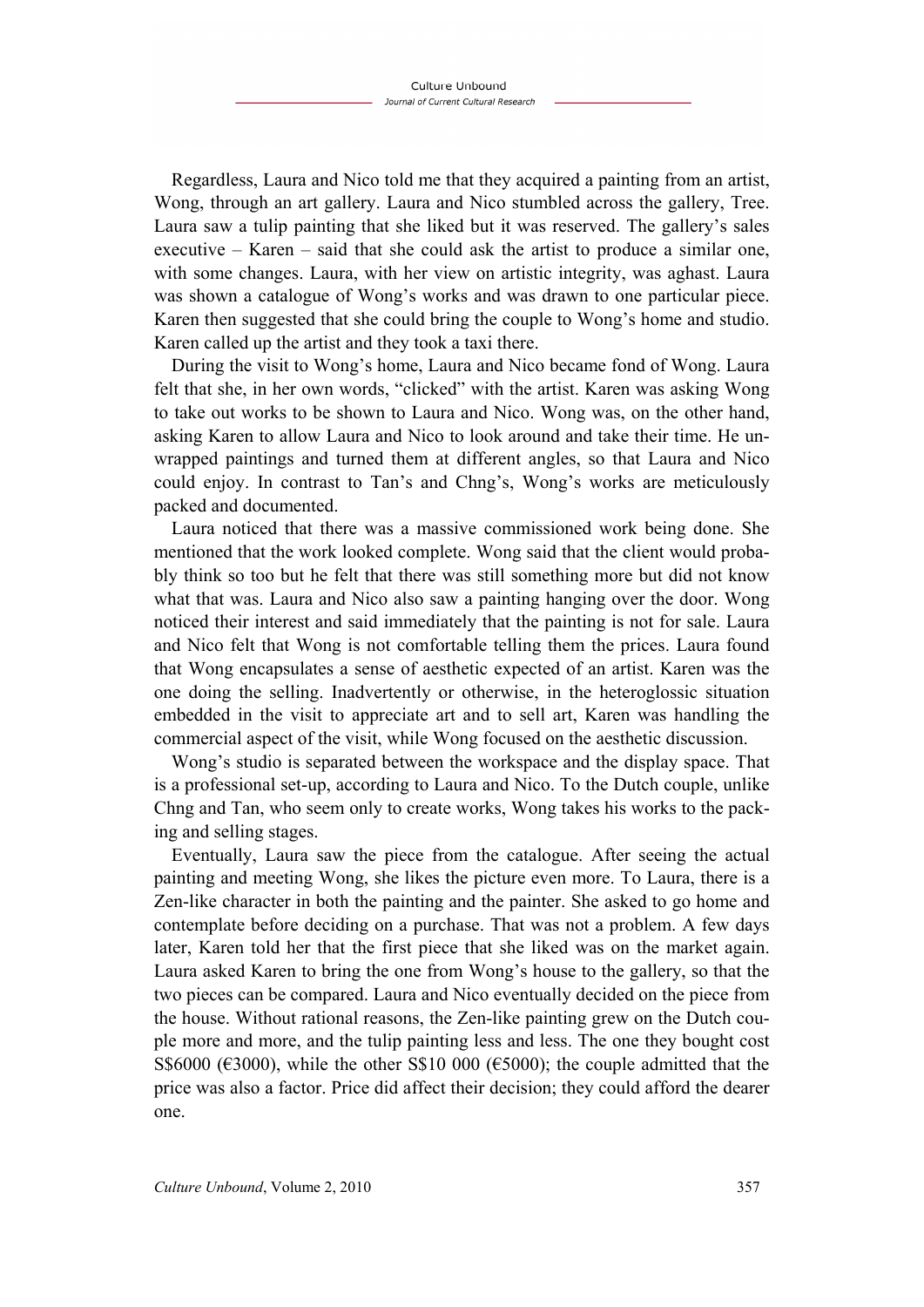Regardless, Laura and Nico told me that they acquired a painting from an artist, Wong, through an art gallery. Laura and Nico stumbled across the gallery, Tree. Laura saw a tulip painting that she liked but it was reserved. The gallery's sales executive – Karen – said that she could ask the artist to produce a similar one, with some changes. Laura, with her view on artistic integrity, was aghast. Laura was shown a catalogue of Wong's works and was drawn to one particular piece. Karen then suggested that she could bring the couple to Wong's home and studio. Karen called up the artist and they took a taxi there.

During the visit to Wong's home, Laura and Nico became fond of Wong. Laura felt that she, in her own words, "clicked" with the artist. Karen was asking Wong to take out works to be shown to Laura and Nico. Wong was, on the other hand, asking Karen to allow Laura and Nico to look around and take their time. He unwrapped paintings and turned them at different angles, so that Laura and Nico could enjoy. In contrast to Tan's and Chng's, Wong's works are meticulously packed and documented.

Laura noticed that there was a massive commissioned work being done. She mentioned that the work looked complete. Wong said that the client would probably think so too but he felt that there was still something more but did not know what that was. Laura and Nico also saw a painting hanging over the door. Wong noticed their interest and said immediately that the painting is not for sale. Laura and Nico felt that Wong is not comfortable telling them the prices. Laura found that Wong encapsulates a sense of aesthetic expected of an artist. Karen was the one doing the selling. Inadvertently or otherwise, in the heteroglossic situation embedded in the visit to appreciate art and to sell art, Karen was handling the commercial aspect of the visit, while Wong focused on the aesthetic discussion.

Wong's studio is separated between the workspace and the display space. That is a professional set-up, according to Laura and Nico. To the Dutch couple, unlike Chng and Tan, who seem only to create works, Wong takes his works to the packing and selling stages.

Eventually, Laura saw the piece from the catalogue. After seeing the actual painting and meeting Wong, she likes the picture even more. To Laura, there is a Zen-like character in both the painting and the painter. She asked to go home and contemplate before deciding on a purchase. That was not a problem. A few days later, Karen told her that the first piece that she liked was on the market again. Laura asked Karen to bring the one from Wong's house to the gallery, so that the two pieces can be compared. Laura and Nico eventually decided on the piece from the house. Without rational reasons, the Zen-like painting grew on the Dutch couple more and more, and the tulip painting less and less. The one they bought cost S$6000 (€3000), while the other S$10 000 (€5000); the couple admitted that the price was also a factor. Price did affect their decision; they could afford the dearer one.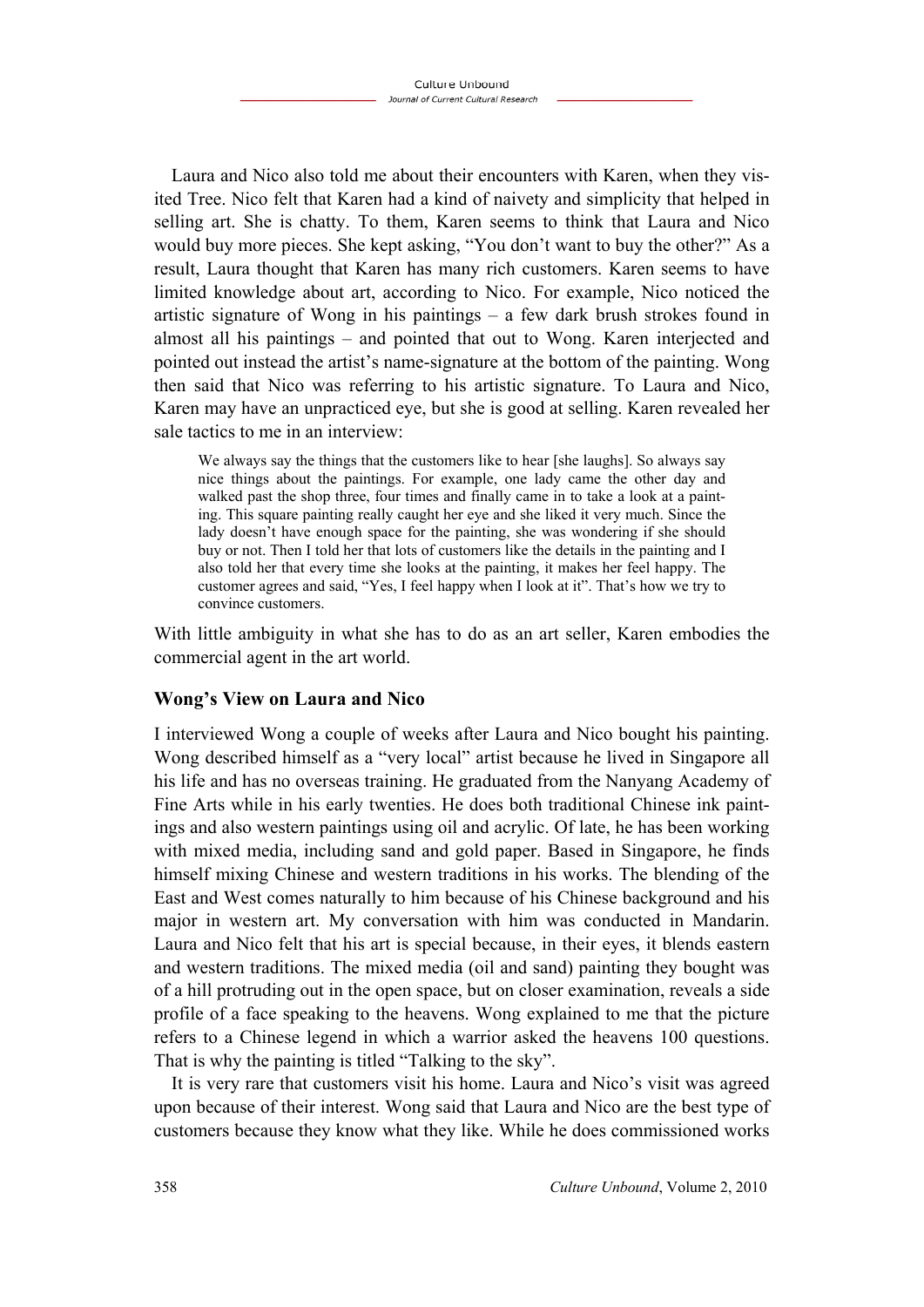Laura and Nico also told me about their encounters with Karen, when they visited Tree. Nico felt that Karen had a kind of naivety and simplicity that helped in selling art. She is chatty. To them, Karen seems to think that Laura and Nico would buy more pieces. She kept asking, "You don't want to buy the other?" As a result, Laura thought that Karen has many rich customers. Karen seems to have limited knowledge about art, according to Nico. For example, Nico noticed the artistic signature of Wong in his paintings – a few dark brush strokes found in almost all his paintings – and pointed that out to Wong. Karen interjected and pointed out instead the artist's name-signature at the bottom of the painting. Wong then said that Nico was referring to his artistic signature. To Laura and Nico, Karen may have an unpracticed eye, but she is good at selling. Karen revealed her sale tactics to me in an interview:

> We always say the things that the customers like to hear [she laughs]. So always say nice things about the paintings. For example, one lady came the other day and walked past the shop three, four times and finally came in to take a look at a painting. This square painting really caught her eye and she liked it very much. Since the lady doesn't have enough space for the painting, she was wondering if she should buy or not. Then I told her that lots of customers like the details in the painting and I also told her that every time she looks at the painting, it makes her feel happy. The customer agrees and said, "Yes, I feel happy when I look at it". That's how we try to convince customers.

With little ambiguity in what she has to do as an art seller, Karen embodies the commercial agent in the art world.

### Wong's View on Laura and Nico

I interviewed Wong a couple of weeks after Laura and Nico bought his painting. Wong described himself as a "very local" artist because he lived in Singapore all his life and has no overseas training. He graduated from the Nanyang Academy of Fine Arts while in his early twenties. He does both traditional Chinese ink paintings and also western paintings using oil and acrylic. Of late, he has been working with mixed media, including sand and gold paper. Based in Singapore, he finds himself mixing Chinese and western traditions in his works. The blending of the East and West comes naturally to him because of his Chinese background and his major in western art. My conversation with him was conducted in Mandarin. Laura and Nico felt that his art is special because, in their eyes, it blends eastern and western traditions. The mixed media (oil and sand) painting they bought was of a hill protruding out in the open space, but on closer examination, reveals a side profile of a face speaking to the heavens. Wong explained to me that the picture refers to a Chinese legend in which a warrior asked the heavens 100 questions. That is why the painting is titled "Talking to the sky".

It is very rare that customers visit his home. Laura and Nico's visit was agreed upon because of their interest. Wong said that Laura and Nico are the best type of customers because they know what they like. While he does commissioned works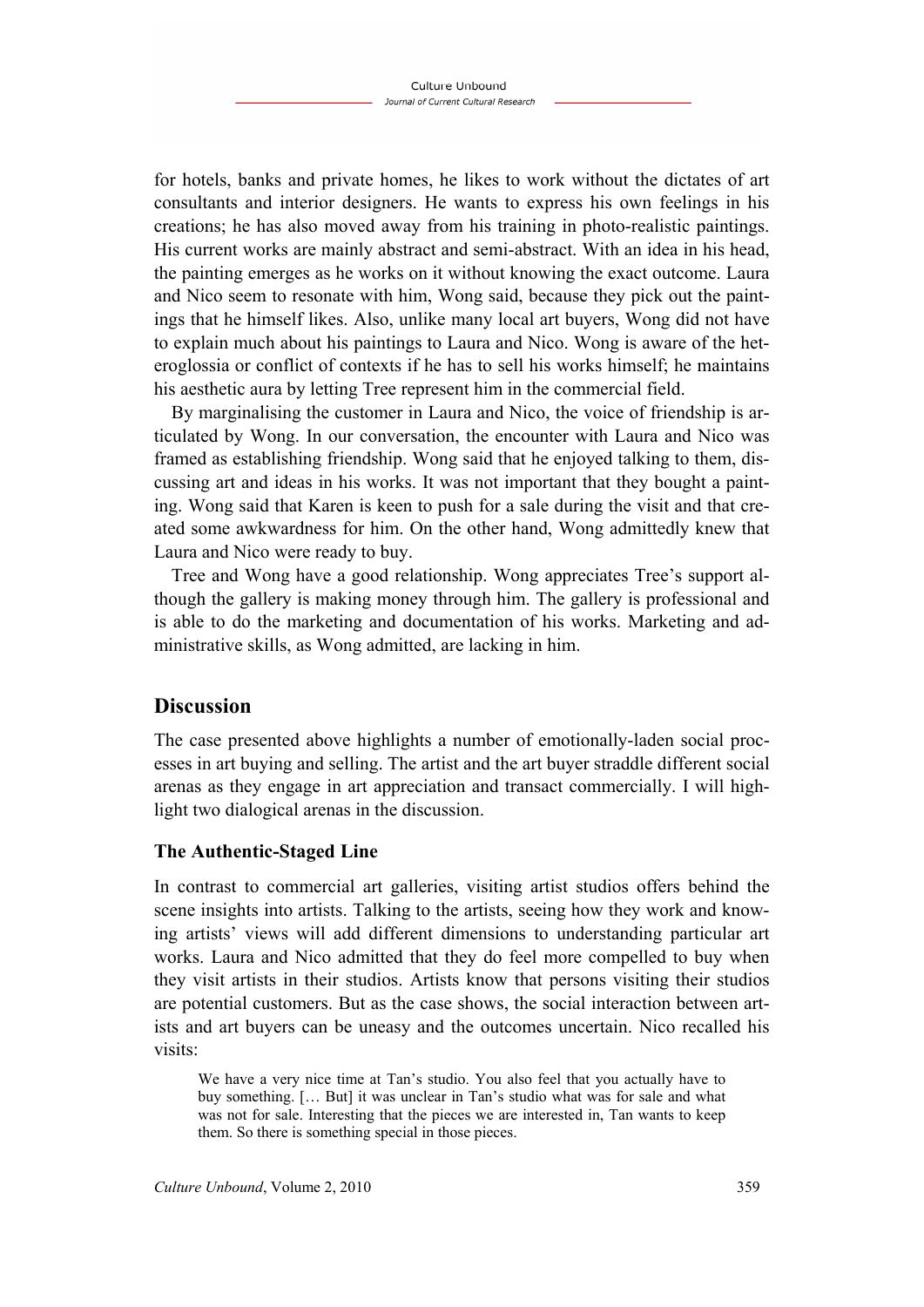for hotels, banks and private homes, he likes to work without the dictates of art consultants and interior designers. He wants to express his own feelings in his creations; he has also moved away from his training in photo-realistic paintings. His current works are mainly abstract and semi-abstract. With an idea in his head, the painting emerges as he works on it without knowing the exact outcome. Laura and Nico seem to resonate with him, Wong said, because they pick out the paintings that he himself likes. Also, unlike many local art buyers, Wong did not have to explain much about his paintings to Laura and Nico. Wong is aware of the heteroglossia or conflict of contexts if he has to sell his works himself; he maintains his aesthetic aura by letting Tree represent him in the commercial field.

By marginalising the customer in Laura and Nico, the voice of friendship is articulated by Wong. In our conversation, the encounter with Laura and Nico was framed as establishing friendship. Wong said that he enjoyed talking to them, discussing art and ideas in his works. It was not important that they bought a painting. Wong said that Karen is keen to push for a sale during the visit and that created some awkwardness for him. On the other hand, Wong admittedly knew that Laura and Nico were ready to buy.

Tree and Wong have a good relationship. Wong appreciates Tree's support although the gallery is making money through him. The gallery is professional and is able to do the marketing and documentation of his works. Marketing and administrative skills, as Wong admitted, are lacking in him.

## Discussion

The case presented above highlights a number of emotionally-laden social processes in art buying and selling. The artist and the art buyer straddle different social arenas as they engage in art appreciation and transact commercially. I will highlight two dialogical arenas in the discussion.

### The Authentic-Staged Line

In contrast to commercial art galleries, visiting artist studios offers behind the scene insights into artists. Talking to the artists, seeing how they work and knowing artists' views will add different dimensions to understanding particular art works. Laura and Nico admitted that they do feel more compelled to buy when they visit artists in their studios. Artists know that persons visiting their studios are potential customers. But as the case shows, the social interaction between artists and art buyers can be uneasy and the outcomes uncertain. Nico recalled his visits:

> We have a very nice time at Tan's studio. You also feel that you actually have to buy something. [… But] it was unclear in Tan's studio what was for sale and what was not for sale. Interesting that the pieces we are interested in, Tan wants to keep them. So there is something special in those pieces.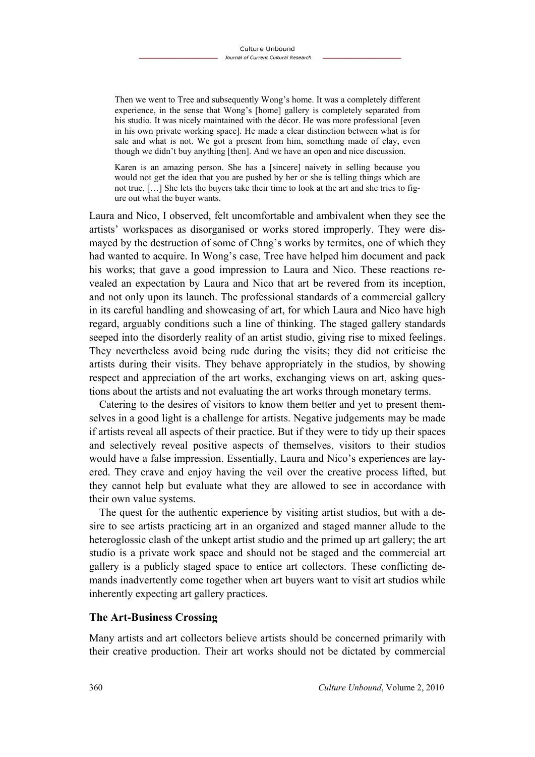> Then we went to Tree and subsequently Wong's home. It was a completely different experience, in the sense that Wong's [home] gallery is completely separated from his studio. It was nicely maintained with the décor. He was more professional [even in his own private working space]. He made a clear distinction between what is for sale and what is not. We got a present from him, something made of clay, even though we didn't buy anything [then]. And we have an open and nice discussion.

> Karen is an amazing person. She has a [sincere] naivety in selling because you would not get the idea that you are pushed by her or she is telling things which are not true. […] She lets the buyers take their time to look at the art and she tries to figure out what the buyer wants.

Laura and Nico, I observed, felt uncomfortable and ambivalent when they see the artists' workspaces as disorganised or works stored improperly. They were dismayed by the destruction of some of Chng's works by termites, one of which they had wanted to acquire. In Wong's case, Tree have helped him document and pack his works; that gave a good impression to Laura and Nico. These reactions revealed an expectation by Laura and Nico that art be revered from its inception, and not only upon its launch. The professional standards of a commercial gallery in its careful handling and showcasing of art, for which Laura and Nico have high regard, arguably conditions such a line of thinking. The staged gallery standards seeped into the disorderly reality of an artist studio, giving rise to mixed feelings. They nevertheless avoid being rude during the visits; they did not criticise the artists during their visits. They behave appropriately in the studios, by showing respect and appreciation of the art works, exchanging views on art, asking questions about the artists and not evaluating the art works through monetary terms.

Catering to the desires of visitors to know them better and yet to present themselves in a good light is a challenge for artists. Negative judgements may be made if artists reveal all aspects of their practice. But if they were to tidy up their spaces and selectively reveal positive aspects of themselves, visitors to their studios would have a false impression. Essentially, Laura and Nico's experiences are layered. They crave and enjoy having the veil over the creative process lifted, but they cannot help but evaluate what they are allowed to see in accordance with their own value systems.

The quest for the authentic experience by visiting artist studios, but with a desire to see artists practicing art in an organized and staged manner allude to the heteroglossic clash of the unkept artist studio and the primed up art gallery; the art studio is a private work space and should not be staged and the commercial art gallery is a publicly staged space to entice art collectors. These conflicting demands inadvertently come together when art buyers want to visit art studios while inherently expecting art gallery practices.

## The Art-Business Crossing

Many artists and art collectors believe artists should be concerned primarily with their creative production. Their art works should not be dictated by commercial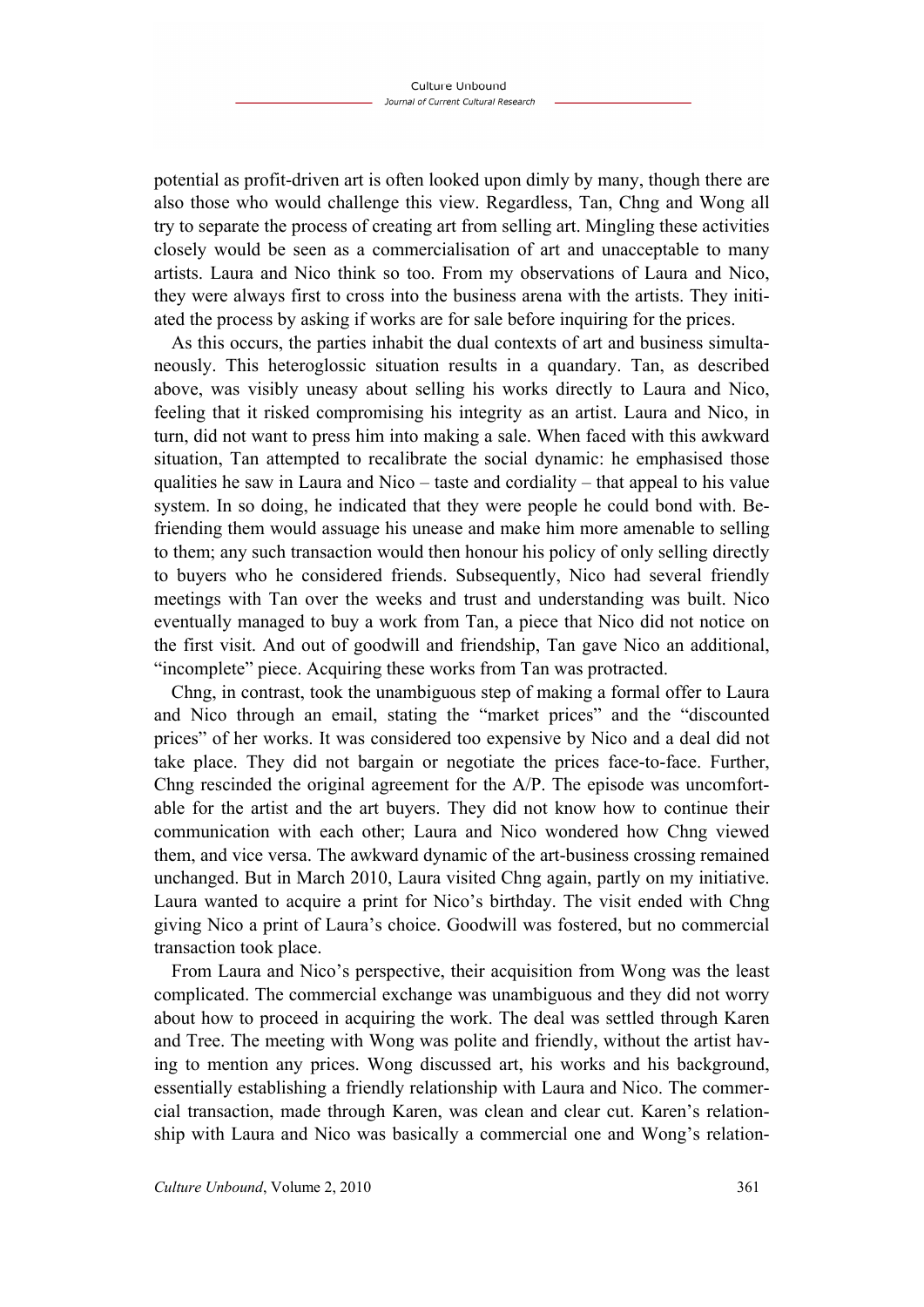potential as profit-driven art is often looked upon dimly by many, though there are also those who would challenge this view. Regardless, Tan, Chng and Wong all try to separate the process of creating art from selling art. Mingling these activities closely would be seen as a commercialisation of art and unacceptable to many artists. Laura and Nico think so too. From my observations of Laura and Nico, they were always first to cross into the business arena with the artists. They initiated the process by asking if works are for sale before inquiring for the prices.

As this occurs, the parties inhabit the dual contexts of art and business simultaneously. This heteroglossic situation results in a quandary. Tan, as described above, was visibly uneasy about selling his works directly to Laura and Nico, feeling that it risked compromising his integrity as an artist. Laura and Nico, in turn, did not want to press him into making a sale. When faced with this awkward situation, Tan attempted to recalibrate the social dynamic: he emphasised those qualities he saw in Laura and Nico – taste and cordiality – that appeal to his value system. In so doing, he indicated that they were people he could bond with. Befriending them would assuage his unease and make him more amenable to selling to them; any such transaction would then honour his policy of only selling directly to buyers who he considered friends. Subsequently, Nico had several friendly meetings with Tan over the weeks and trust and understanding was built. Nico eventually managed to buy a work from Tan, a piece that Nico did not notice on the first visit. And out of goodwill and friendship, Tan gave Nico an additional, "incomplete" piece. Acquiring these works from Tan was protracted.

Chng, in contrast, took the unambiguous step of making a formal offer to Laura and Nico through an email, stating the "market prices" and the "discounted prices" of her works. It was considered too expensive by Nico and a deal did not take place. They did not bargain or negotiate the prices face-to-face. Further, Chng rescinded the original agreement for the A/P. The episode was uncomfortable for the artist and the art buyers. They did not know how to continue their communication with each other; Laura and Nico wondered how Chng viewed them, and vice versa. The awkward dynamic of the art-business crossing remained unchanged. But in March 2010, Laura visited Chng again, partly on my initiative. Laura wanted to acquire a print for Nico's birthday. The visit ended with Chng giving Nico a print of Laura's choice. Goodwill was fostered, but no commercial transaction took place.

From Laura and Nico's perspective, their acquisition from Wong was the least complicated. The commercial exchange was unambiguous and they did not worry about how to proceed in acquiring the work. The deal was settled through Karen and Tree. The meeting with Wong was polite and friendly, without the artist having to mention any prices. Wong discussed art, his works and his background, essentially establishing a friendly relationship with Laura and Nico. The commercial transaction, made through Karen, was clean and clear cut. Karen's relationship with Laura and Nico was basically a commercial one and Wong's relation-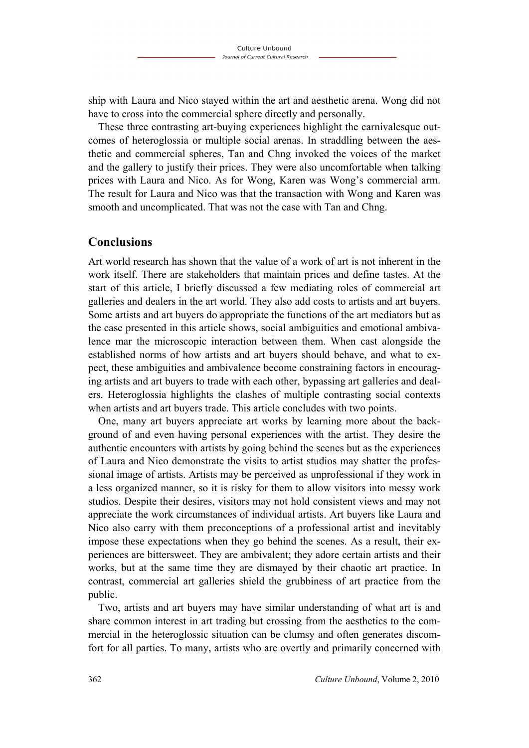ship with Laura and Nico stayed within the art and aesthetic arena. Wong did not have to cross into the commercial sphere directly and personally.

These three contrasting art-buying experiences highlight the carnivalesque outcomes of heteroglossia or multiple social arenas. In straddling between the aesthetic and commercial spheres, Tan and Chng invoked the voices of the market and the gallery to justify their prices. They were also uncomfortable when talking prices with Laura and Nico. As for Wong, Karen was Wong's commercial arm. The result for Laura and Nico was that the transaction with Wong and Karen was smooth and uncomplicated. That was not the case with Tan and Chng.

## Conclusions

Art world research has shown that the value of a work of art is not inherent in the work itself. There are stakeholders that maintain prices and define tastes. At the start of this article, I briefly discussed a few mediating roles of commercial art galleries and dealers in the art world. They also add costs to artists and art buyers. Some artists and art buyers do appropriate the functions of the art mediators but as the case presented in this article shows, social ambiguities and emotional ambivalence mar the microscopic interaction between them. When cast alongside the established norms of how artists and art buyers should behave, and what to expect, these ambiguities and ambivalence become constraining factors in encouraging artists and art buyers to trade with each other, bypassing art galleries and dealers. Heteroglossia highlights the clashes of multiple contrasting social contexts when artists and art buyers trade. This article concludes with two points.

One, many art buyers appreciate art works by learning more about the background of and even having personal experiences with the artist. They desire the authentic encounters with artists by going behind the scenes but as the experiences of Laura and Nico demonstrate the visits to artist studios may shatter the professional image of artists. Artists may be perceived as unprofessional if they work in a less organized manner, so it is risky for them to allow visitors into messy work studios. Despite their desires, visitors may not hold consistent views and may not appreciate the work circumstances of individual artists. Art buyers like Laura and Nico also carry with them preconceptions of a professional artist and inevitably impose these expectations when they go behind the scenes. As a result, their experiences are bittersweet. They are ambivalent; they adore certain artists and their works, but at the same time they are dismayed by their chaotic art practice. In contrast, commercial art galleries shield the grubbiness of art practice from the public.

Two, artists and art buyers may have similar understanding of what art is and share common interest in art trading but crossing from the aesthetics to the commercial in the heteroglossic situation can be clumsy and often generates discomfort for all parties. To many, artists who are overtly and primarily concerned with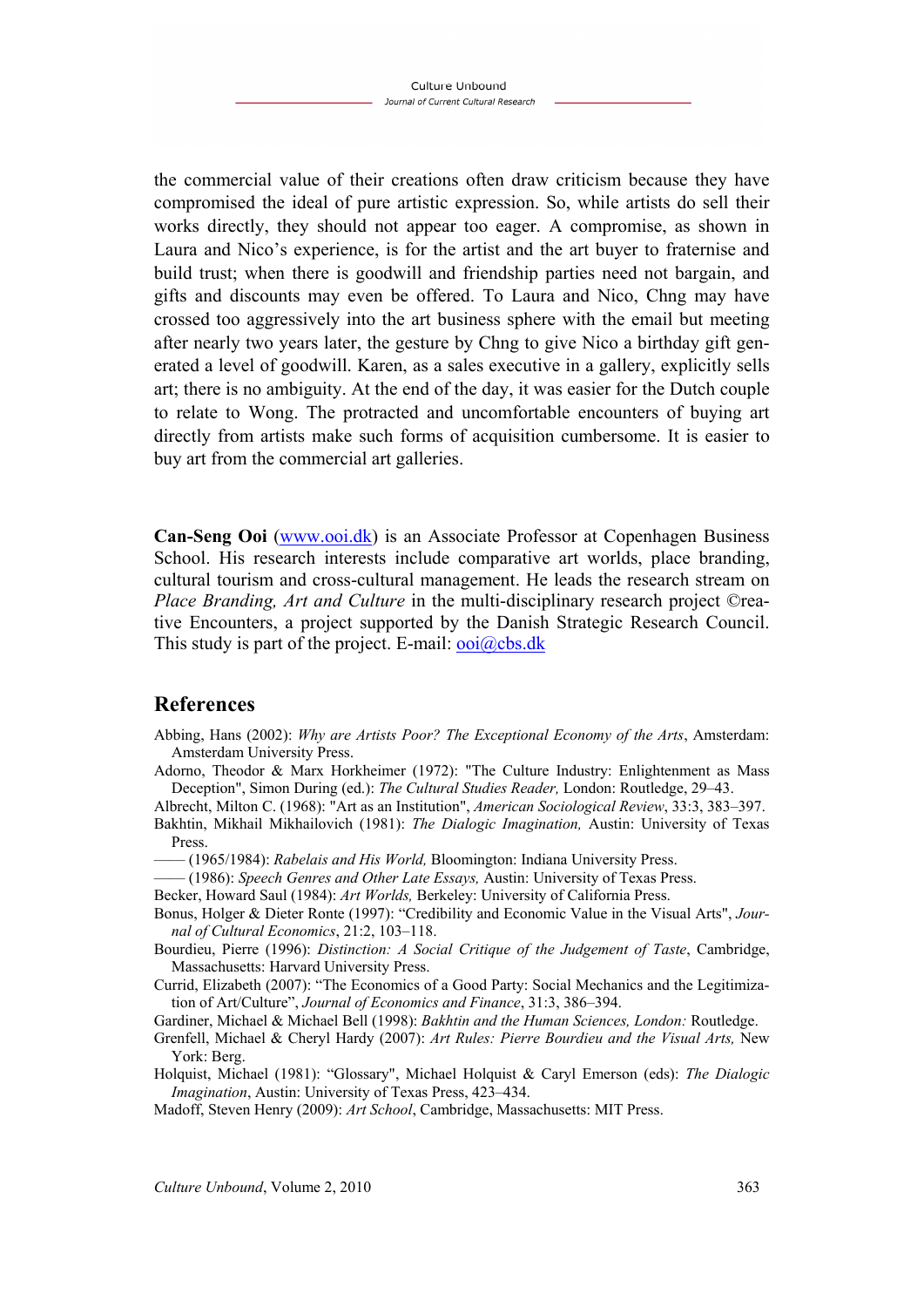the commercial value of their creations often draw criticism because they have compromised the ideal of pure artistic expression. So, while artists do sell their works directly, they should not appear too eager. A compromise, as shown in Laura and Nico's experience, is for the artist and the art buyer to fraternise and build trust; when there is goodwill and friendship parties need not bargain, and gifts and discounts may even be offered. To Laura and Nico, Chng may have crossed too aggressively into the art business sphere with the email but meeting after nearly two years later, the gesture by Chng to give Nico a birthday gift generated a level of goodwill. Karen, as a sales executive in a gallery, explicitly sells art; there is no ambiguity. At the end of the day, it was easier for the Dutch couple to relate to Wong. The protracted and uncomfortable encounters of buying art directly from artists make such forms of acquisition cumbersome. It is easier to buy art from the commercial art galleries.

**Can-Seng Ooi** (www.ooi.dk) is an Associate Professor at Copenhagen Business School. His research interests include comparative art worlds, place branding, cultural tourism and cross-cultural management. He leads the research stream on *Place Branding, Art and Culture* in the multi-disciplinary research project ©reative Encounters, a project supported by the Danish Strategic Research Council. This study is part of the project. E-mail: ooi@cbs.dk

## References

Abbing, Hans (2002): *Why are Artists Poor? The Exceptional Economy of the Arts*, Amsterdam: Amsterdam University Press.

Adorno, Theodor & Marx Horkheimer (1972): "The Culture Industry: Enlightenment as Mass Deception", Simon During (ed.): *The Cultural Studies Reader,* London: Routledge, 29–43.

Albrecht, Milton C. (1968): "Art as an Institution", *American Sociological Review*, 33:3, 383–397.

Bakhtin, Mikhail Mikhailovich (1981): *The Dialogic Imagination,* Austin: University of Texas Press.

—— (1965/1984): *Rabelais and His World,* Bloomington: Indiana University Press.

—— (1986): *Speech Genres and Other Late Essays,* Austin: University of Texas Press.

Becker, Howard Saul (1984): *Art Worlds,* Berkeley: University of California Press.

Bonus, Holger & Dieter Ronte (1997): "Credibility and Economic Value in the Visual Arts", *Journal of Cultural Economics*, 21:2, 103–118.

Bourdieu, Pierre (1996): *Distinction: A Social Critique of the Judgement of Taste*, Cambridge, Massachusetts: Harvard University Press.

Currid, Elizabeth (2007): "The Economics of a Good Party: Social Mechanics and the Legitimization of Art/Culture", *Journal of Economics and Finance*, 31:3, 386–394.

Gardiner, Michael & Michael Bell (1998): *Bakhtin and the Human Sciences, London:* Routledge.

Grenfell, Michael & Cheryl Hardy (2007): *Art Rules: Pierre Bourdieu and the Visual Arts,* New York: Berg.

Holquist, Michael (1981): "Glossary", Michael Holquist & Caryl Emerson (eds): *The Dialogic Imagination*, Austin: University of Texas Press, 423–434.

Madoff, Steven Henry (2009): *Art School*, Cambridge, Massachusetts: MIT Press.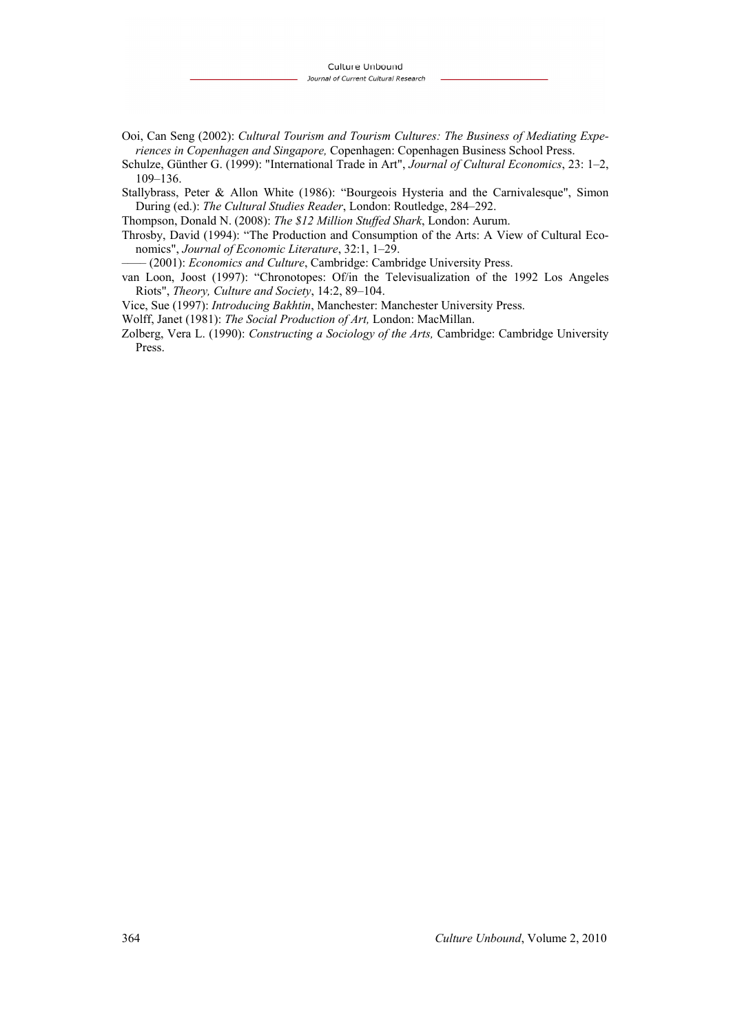Ooi, Can Seng (2002): *Cultural Tourism and Tourism Cultures: The Business of Mediating Experiences in Copenhagen and Singapore,* Copenhagen: Copenhagen Business School Press.

Schulze, Günther G. (1999): "International Trade in Art", *Journal of Cultural Economics*, 23: 1–2, 109–136.

Stallybrass, Peter & Allon White (1986): "Bourgeois Hysteria and the Carnivalesque", Simon During (ed.): *The Cultural Studies Reader*, London: Routledge, 284–292.

Thompson, Donald N. (2008): *The $12 Million Stuffed Shark*, London: Aurum.

Throsby, David (1994): "The Production and Consumption of the Arts: A View of Cultural Economics", *Journal of Economic Literature*, 32:1, 1–29.

—— (2001): *Economics and Culture*, Cambridge: Cambridge University Press.

van Loon, Joost (1997): "Chronotopes: Of/in the Televisualization of the 1992 Los Angeles Riots", *Theory, Culture and Society*, 14:2, 89–104.

Vice, Sue (1997): *Introducing Bakhtin*, Manchester: Manchester University Press.

Wolff, Janet (1981): *The Social Production of Art,* London: MacMillan.

Zolberg, Vera L. (1990): *Constructing a Sociology of the Arts,* Cambridge: Cambridge University Press.